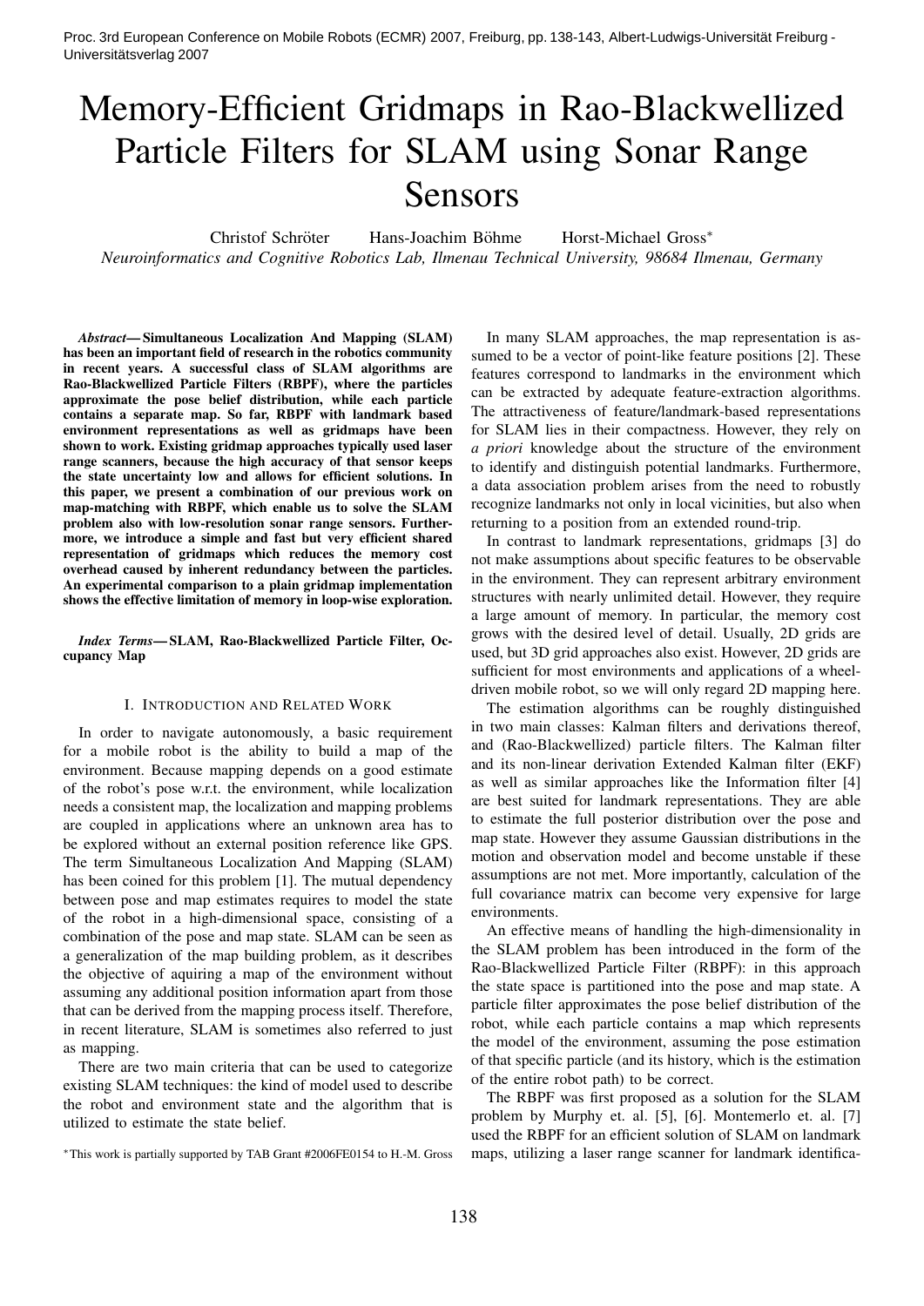# Memory-Efficient Gridmaps in Rao-Blackwellized Particle Filters for SLAM using Sonar Range Sensors

Christof Schröter Hans-Joachim Böhme Horst-Michael Gross*

*Neuroinformatics and Cognitive Robotics Lab, Ilmenau Technical University, 98684 Ilmenau, Germany*

***Abstract*— Simultaneous Localization And Mapping (SLAM) has been an important field of research in the robotics community in recent years. A successful class of SLAM algorithms are Rao-Blackwellized Particle Filters (RBPF), where the particles approximate the pose belief distribution, while each particle contains a separate map. So far, RBPF with landmark based environment representations as well as gridmaps have been shown to work. Existing gridmap approaches typically used laser range scanners, because the high accuracy of that sensor keeps the state uncertainty low and allows for efficient solutions. In this paper, we present a combination of our previous work on map-matching with RBPF, which enable us to solve the SLAM problem also with low-resolution sonar range sensors. Furthermore, we introduce a simple and fast but very efficient shared representation of gridmaps which reduces the memory cost overhead caused by inherent redundancy between the particles. An experimental comparison to a plain gridmap implementation shows the effective limitation of memory in loop-wise exploration.**

***Index Terms*— SLAM, Rao-Blackwellized Particle Filter, Occupancy Map**

## I. Introduction and Related Work

In order to navigate autonomously, a basic requirement for a mobile robot is the ability to build a map of the environment. Because mapping depends on a good estimate of the robot's pose w.r.t. the environment, while localization needs a consistent map, the localization and mapping problems are coupled in applications where an unknown area has to be explored without an external position reference like GPS. The term Simultaneous Localization And Mapping (SLAM) has been coined for this problem [1]. The mutual dependency between pose and map estimates requires to model the state of the robot in a high-dimensional space, consisting of a combination of the pose and map state. SLAM can be seen as a generalization of the map building problem, as it describes the objective of aquiring a map of the environment without assuming any additional position information apart from those that can be derived from the mapping process itself. Therefore, in recent literature, SLAM is sometimes also referred to just as mapping.

There are two main criteria that can be used to categorize existing SLAM techniques: the kind of model used to describe the robot and environment state and the algorithm that is utilized to estimate the state belief.

*This work is partially supported by TAB Grant #2006FE0154 to H.-M. Gross

In many SLAM approaches, the map representation is assumed to be a vector of point-like feature positions [2]. These features correspond to landmarks in the environment which can be extracted by adequate feature-extraction algorithms. The attractiveness of feature/landmark-based representations for SLAM lies in their compactness. However, they rely on *a priori* knowledge about the structure of the environment to identify and distinguish potential landmarks. Furthermore, a data association problem arises from the need to robustly recognize landmarks not only in local vicinities, but also when returning to a position from an extended round-trip.

In contrast to landmark representations, gridmaps [3] do not make assumptions about specific features to be observable in the environment. They can represent arbitrary environment structures with nearly unlimited detail. However, they require a large amount of memory. In particular, the memory cost grows with the desired level of detail. Usually, 2D grids are used, but 3D grid approaches also exist. However, 2D grids are sufficient for most environments and applications of a wheel-driven mobile robot, so we will only regard 2D mapping here.

The estimation algorithms can be roughly distinguished in two main classes: Kalman filters and derivations thereof, and (Rao-Blackwellized) particle filters. The Kalman filter and its non-linear derivation Extended Kalman filter (EKF) as well as similar approaches like the Information filter [4] are best suited for landmark representations. They are able to estimate the full posterior distribution over the pose and map state. However they assume Gaussian distributions in the motion and observation model and become unstable if these assumptions are not met. More importantly, calculation of the full covariance matrix can become very expensive for large environments.

An effective means of handling the high-dimensionality in the SLAM problem has been introduced in the form of the Rao-Blackwellized Particle Filter (RBPF): in this approach the state space is partitioned into the pose and map state. A particle filter approximates the pose belief distribution of the robot, while each particle contains a map which represents the model of the environment, assuming the pose estimation of that specific particle (and its history, which is the estimation of the entire robot path) to be correct.

The RBPF was first proposed as a solution for the SLAM problem by Murphy et. al. [5], [6]. Montemerlo et. al. [7] used the RBPF for an efficient solution of SLAM on landmark maps, utilizing a laser range scanner for landmark identifica-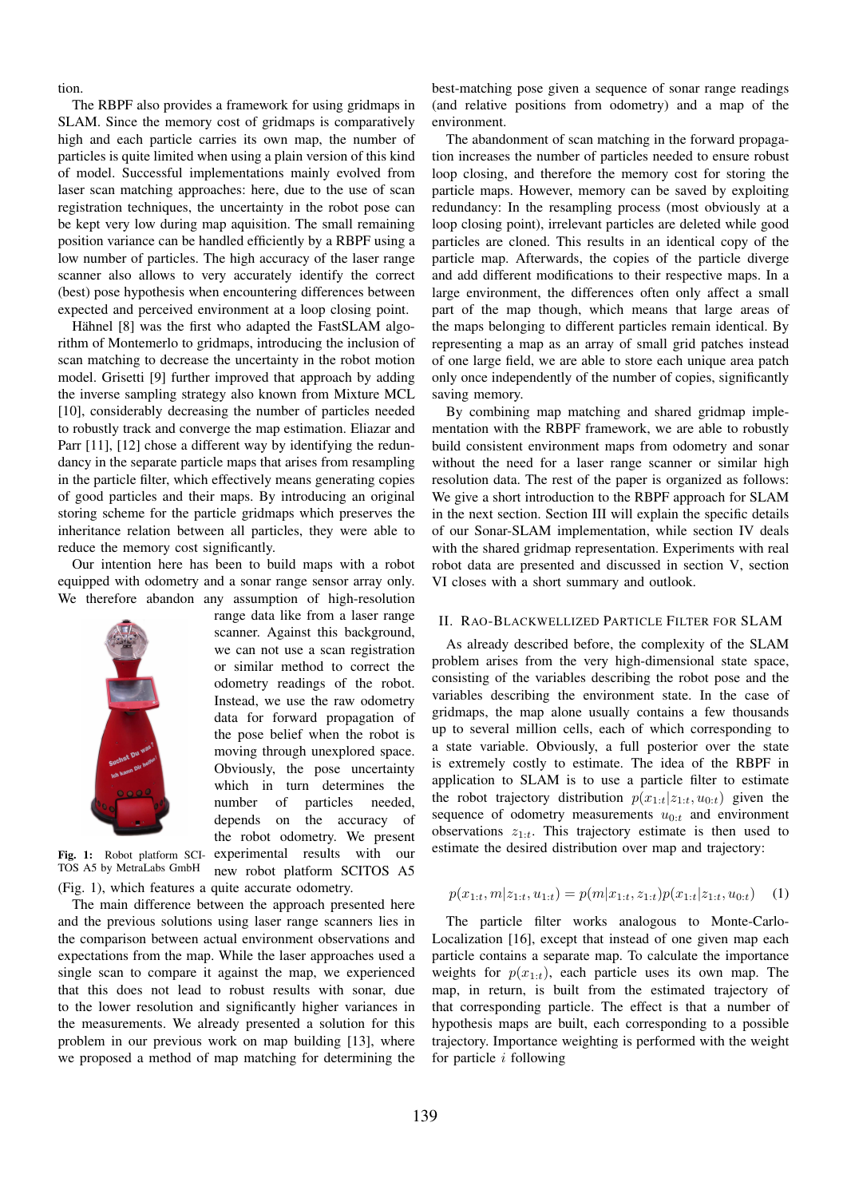tion.

The RBPF also provides a framework for using gridmaps in SLAM. Since the memory cost of gridmaps is comparatively high and each particle carries its own map, the number of particles is quite limited when using a plain version of this kind of model. Successful implementations mainly evolved from laser scan matching approaches: here, due to the use of scan registration techniques, the uncertainty in the robot pose can be kept very low during map aquisition. The small remaining position variance can be handled efficiently by a RBPF using a low number of particles. The high accuracy of the laser range scanner also allows to very accurately identify the correct (best) pose hypothesis when encountering differences between expected and perceived environment at a loop closing point.

Hähnel [8] was the first who adapted the FastSLAM algorithm of Montemerlo to gridmaps, introducing the inclusion of scan matching to decrease the uncertainty in the robot motion model. Grisetti [9] further improved that approach by adding the inverse sampling strategy also known from Mixture MCL [10], considerably decreasing the number of particles needed to robustly track and converge the map estimation. Eliazar and Parr [11], [12] chose a different way by identifying the redundancy in the separate particle maps that arises from resampling in the particle filter, which effectively means generating copies of good particles and their maps. By introducing an original storing scheme for the particle gridmaps which preserves the inheritance relation between all particles, they were able to reduce the memory cost significantly.

Our intention here has been to build maps with a robot equipped with odometry and a sonar range sensor array only. We therefore abandon any assumption of high-resolution range data like from a laser range scanner. Against this background, we can not use a scan registration or similar method to correct the odometry readings of the robot. Instead, we use the raw odometry data for forward propagation of the pose belief when the robot is moving through unexplored space. Obviously, the pose uncertainty which in turn determines the number of particles needed, depends on the accuracy of the robot odometry. We present experimental results with our new robot platform SCITOS A5 (Fig. 1), which features a quite accurate odometry.

**Fig. 1:** Robot platform SCITOS A5 by MetraLabs GmbH

The main difference between the approach presented here and the previous solutions using laser range scanners lies in the comparison between actual environment observations and expectations from the map. While the laser approaches used a single scan to compare it against the map, we experienced that this does not lead to robust results with sonar, due to the lower resolution and significantly higher variances in the measurements. We already presented a solution for this problem in our previous work on map building [13], where we proposed a method of map matching for determining the best-matching pose given a sequence of sonar range readings (and relative positions from odometry) and a map of the environment.

The abandonment of scan matching in the forward propagation increases the number of particles needed to ensure robust loop closing, and therefore the memory cost for storing the particle maps. However, memory can be saved by exploiting redundancy: In the resampling process (most obviously at a loop closing point), irrelevant particles are deleted while good particles are cloned. This results in an identical copy of the particle map. Afterwards, the copies of the particle diverge and add different modifications to their respective maps. In a large environment, the differences often only affect a small part of the map though, which means that large areas of the maps belonging to different particles remain identical. By representing a map as an array of small grid patches instead of one large field, we are able to store each unique area patch only once independently of the number of copies, significantly saving memory.

By combining map matching and shared gridmap implementation with the RBPF framework, we are able to robustly build consistent environment maps from odometry and sonar without the need for a laser range scanner or similar high resolution data. The rest of the paper is organized as follows: We give a short introduction to the RBPF approach for SLAM in the next section. Section III will explain the specific details of our Sonar-SLAM implementation, while section IV deals with the shared gridmap representation. Experiments with real robot data are presented and discussed in section V, section VI closes with a short summary and outlook.

## II. Rao-Blackwellized Particle Filter for SLAM

As already described before, the complexity of the SLAM problem arises from the very high-dimensional state space, consisting of the variables describing the robot pose and the variables describing the environment state. In the case of gridmaps, the map alone usually contains a few thousands up to several million cells, each of which corresponding to a state variable. Obviously, a full posterior over the state is extremely costly to estimate. The idea of the RBPF in application to SLAM is to use a particle filter to estimate the robot trajectory distribution $p(x_{1:t}|z_{1:t}, u_{0:t})$ given the sequence of odometry measurements $u_{0:t}$ and environment observations $z_{1:t}$. This trajectory estimate is then used to estimate the desired distribution over map and trajectory:

$$p(x_{1:t}, m|z_{1:t}, u_{1:t}) = p(m|x_{1:t}, z_{1:t})p(x_{1:t}|z_{1:t}, u_{0:t}) \quad (1)$$

The particle filter works analogous to Monte-Carlo-Localization [16], except that instead of one given map each particle contains a separate map. To calculate the importance weights for $p(x_{1:t})$, each particle uses its own map. The map, in return, is built from the estimated trajectory of that corresponding particle. The effect is that a number of hypothesis maps are built, each corresponding to a possible trajectory. Importance weighting is performed with the weight for particle $i$ following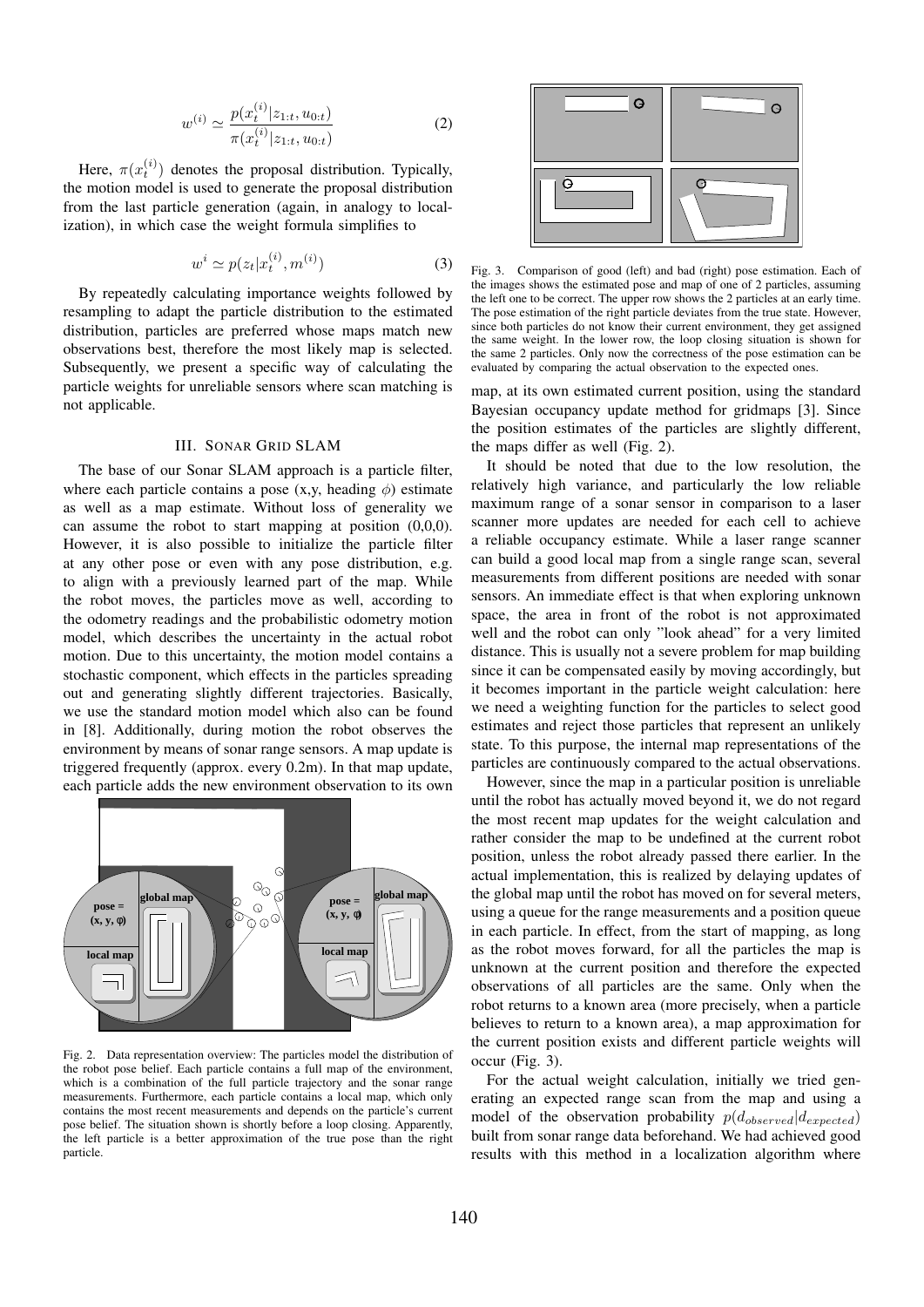$$w^{(i)} \simeq \frac{p(x_t^{(i)}|z_{1:t}, u_{0:t})}{\pi(x_t^{(i)}|z_{1:t}, u_{0:t})} \tag{2}$$

Here, $\pi(x_t^{(i)})$ denotes the proposal distribution. Typically, the motion model is used to generate the proposal distribution from the last particle generation (again, in analogy to localization), in which case the weight formula simplifies to

$$w^i \simeq p(z_t|x_t^{(i)}, m^{(i)}) \tag{3}$$

By repeatedly calculating importance weights followed by resampling to adapt the particle distribution to the estimated distribution, particles are preferred whose maps match new observations best, therefore the most likely map is selected. Subsequently, we present a specific way of calculating the particle weights for unreliable sensors where scan matching is not applicable.

## III. SONAR GRID SLAM

The base of our Sonar SLAM approach is a particle filter, where each particle contains a pose (x,y, heading $\phi$) estimate as well as a map estimate. Without loss of generality we can assume the robot to start mapping at position (0,0,0). However, it is also possible to initialize the particle filter at any other pose or even with any pose distribution, e.g. to align with a previously learned part of the map. While the robot moves, the particles move as well, according to the odometry readings and the probabilistic odometry motion model, which describes the uncertainty in the actual robot motion. Due to this uncertainty, the motion model contains a stochastic component, which effects in the particles spreading out and generating slightly different trajectories. Basically, we use the standard motion model which also can be found in [8]. Additionally, during motion the robot observes the environment by means of sonar range sensors. A map update is triggered frequently (approx. every 0.2m). In that map update, each particle adds the new environment observation to its own map, at its own estimated current position, using the standard Bayesian occupancy update method for gridmaps [3]. Since the position estimates of the particles are slightly different, the maps differ as well (Fig. 2).

Fig. 2. Data representation overview: The particles model the distribution of the robot pose belief. Each particle contains a full map of the environment, which is a combination of the full particle trajectory and the sonar range measurements. Furthermore, each particle contains a local map, which only contains the most recent measurements and depends on the particle's current pose belief. The situation shown is shortly before a loop closing. Apparently, the left particle is a better approximation of the true pose than the right particle.

Fig. 3. Comparison of good (left) and bad (right) pose estimation. Each of the images shows the estimated pose and map of one of 2 particles, assuming the left one to be correct. The upper row shows the 2 particles at an early time. The pose estimation of the right particle deviates from the true state. However, since both particles do not know their current environment, they get assigned the same weight. In the lower row, the loop closing situation is shown for the same 2 particles. Only now the correctness of the pose estimation can be evaluated by comparing the actual observation to the expected ones.

It should be noted that due to the low resolution, the relatively high variance, and particularly the low reliable maximum range of a sonar sensor in comparison to a laser scanner more updates are needed for each cell to achieve a reliable occupancy estimate. While a laser range scanner can build a good local map from a single range scan, several measurements from different positions are needed with sonar sensors. An immediate effect is that when exploring unknown space, the area in front of the robot is not approximated well and the robot can only "look ahead" for a very limited distance. This is usually not a severe problem for map building since it can be compensated easily by moving accordingly, but it becomes important in the particle weight calculation: here we need a weighting function for the particles to select good estimates and reject those particles that represent an unlikely state. To this purpose, the internal map representations of the particles are continuously compared to the actual observations.

However, since the map in a particular position is unreliable until the robot has actually moved beyond it, we do not regard the most recent map updates for the weight calculation and rather consider the map to be undefined at the current robot position, unless the robot already passed there earlier. In the actual implementation, this is realized by delaying updates of the global map until the robot has moved on for several meters, using a queue for the range measurements and a position queue in each particle. In effect, from the start of mapping, as long as the robot moves forward, for all the particles the map is unknown at the current position and therefore the expected observations of all particles are the same. Only when the robot returns to a known area (more precisely, when a particle believes to return to a known area), a map approximation for the current position exists and different particle weights will occur (Fig. 3).

For the actual weight calculation, initially we tried generating an expected range scan from the map and using a model of the observation probability $p(d_{observed}|d_{expected})$ built from sonar range data beforehand. We had achieved good results with this method in a localization algorithm where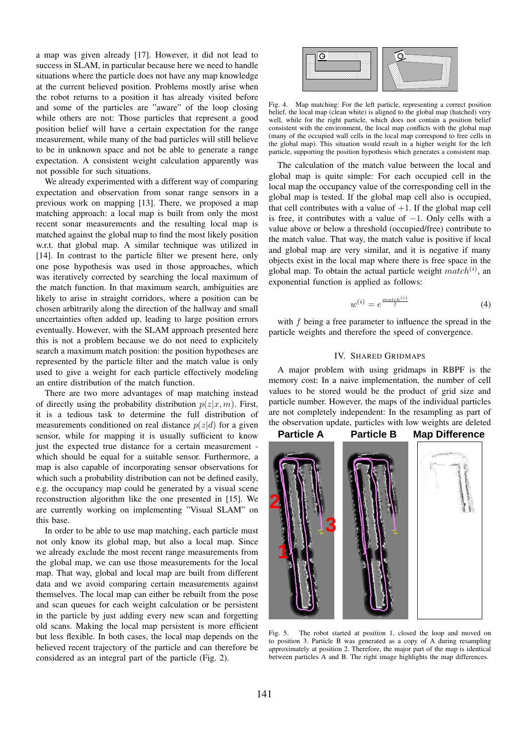a map was given already [17]. However, it did not lead to success in SLAM, in particular because here we need to handle situations where the particle does not have any map knowledge at the current believed position. Problems mostly arise when the robot returns to a position it has already visited before and some of the particles are "aware" of the loop closing while others are not: Those particles that represent a good position belief will have a certain expectation for the range measurement, while many of the bad particles will still believe to be in unknown space and not be able to generate a range expectation. A consistent weight calculation apparently was not possible for such situations.

We already experimented with a different way of comparing expectation and observation from sonar range sensors in a previous work on mapping [13]. There, we proposed a map matching approach: a local map is built from only the most recent sonar measurements and the resulting local map is matched against the global map to find the most likely position w.r.t. that global map. A similar technique was utilized in [14]. In contrast to the particle filter we present here, only one pose hypothesis was used in those approaches, which was iteratively corrected by searching the local maximum of the match function. In that maximum search, ambiguities are likely to arise in straight corridors, where a position can be chosen arbitrarily along the direction of the hallway and small uncertainties often added up, leading to large position errors eventually. However, with the SLAM approach presented here this is not a problem because we do not need to explicitely search a maximum match position: the position hypotheses are represented by the particle filter and the match value is only used to give a weight for each particle effectively modeling an entire distribution of the match function.

There are two more advantages of map matching instead of directly using the probability distribution $p(z|x,m)$. First, it is a tedious task to determine the full distribution of measurements conditioned on real distance $p(z|d)$ for a given sensor, while for mapping it is usually sufficient to know just the expected true distance for a certain measurement - which should be equal for a suitable sensor. Furthermore, a map is also capable of incorporating sensor observations for which such a probability distribution can not be defined easily, e.g. the occupancy map could be generated by a visual scene reconstruction algorithm like the one presented in [15]. We are currently working on implementing "Visual SLAM" on this base.

In order to be able to use map matching, each particle must not only know its global map, but also a local map. Since we already exclude the most recent range measurements from the global map, we can use those measurements for the local map. That way, global and local map are built from different data and we avoid comparing certain measurements against themselves. The local map can either be rebuilt from the pose and scan queues for each weight calculation or be persistent in the particle by just adding every new scan and forgetting old scans. Making the local map persistent is more efficient but less flexible. In both cases, the local map depends on the believed recent trajectory of the particle and can therefore be considered as an integral part of the particle (Fig. 2).

Fig. 4. Map matching: For the left particle, representing a correct position belief, the local map (clean white) is aligned to the global map (hatched) very well, while for the right particle, which does not contain a position belief consistent with the environment, the local map conflicts with the global map (many of the occupied wall cells in the local map correspond to free cells in the global map). This situation would result in a higher weight for the left particle, supporting the position hypothesis which generates a consistent map.

The calculation of the match value between the local and global map is quite simple: For each occupied cell in the local map the occupancy value of the corresponding cell in the global map is tested. If the global map cell also is occupied, that cell contributes with a value of $+1$. If the global map cell is free, it contributes with a value of $-1$. Only cells with a value above or below a threshold (occupied/free) contribute to the match value. That way, the match value is positive if local and global map are very similar, and it is negative if many objects exist in the local map where there is free space in the global map. To obtain the actual particle weight $match^{(i)}$, an exponential function is applied as follows:

$$w^{(i)} = e^{\frac{match^{(i)}}{f}} \tag{4}$$

with $f$ being a free parameter to influence the spread in the particle weights and therefore the speed of convergence.

## IV. Shared Gridmaps

A major problem with using gridmaps in RBPF is the memory cost: In a naive implementation, the number of cell values to be stored would be the product of grid size and particle number. However, the maps of the individual particles are not completely independent: In the resampling as part of the observation update, particles with low weights are deleted

Fig. 5. The robot started at position 1, closed the loop and moved on to position 3. Particle B was generated as a copy of A during resampling approximately at position 2. Therefore, the major part of the map is identical between particles A and B. The right image highlights the map differences.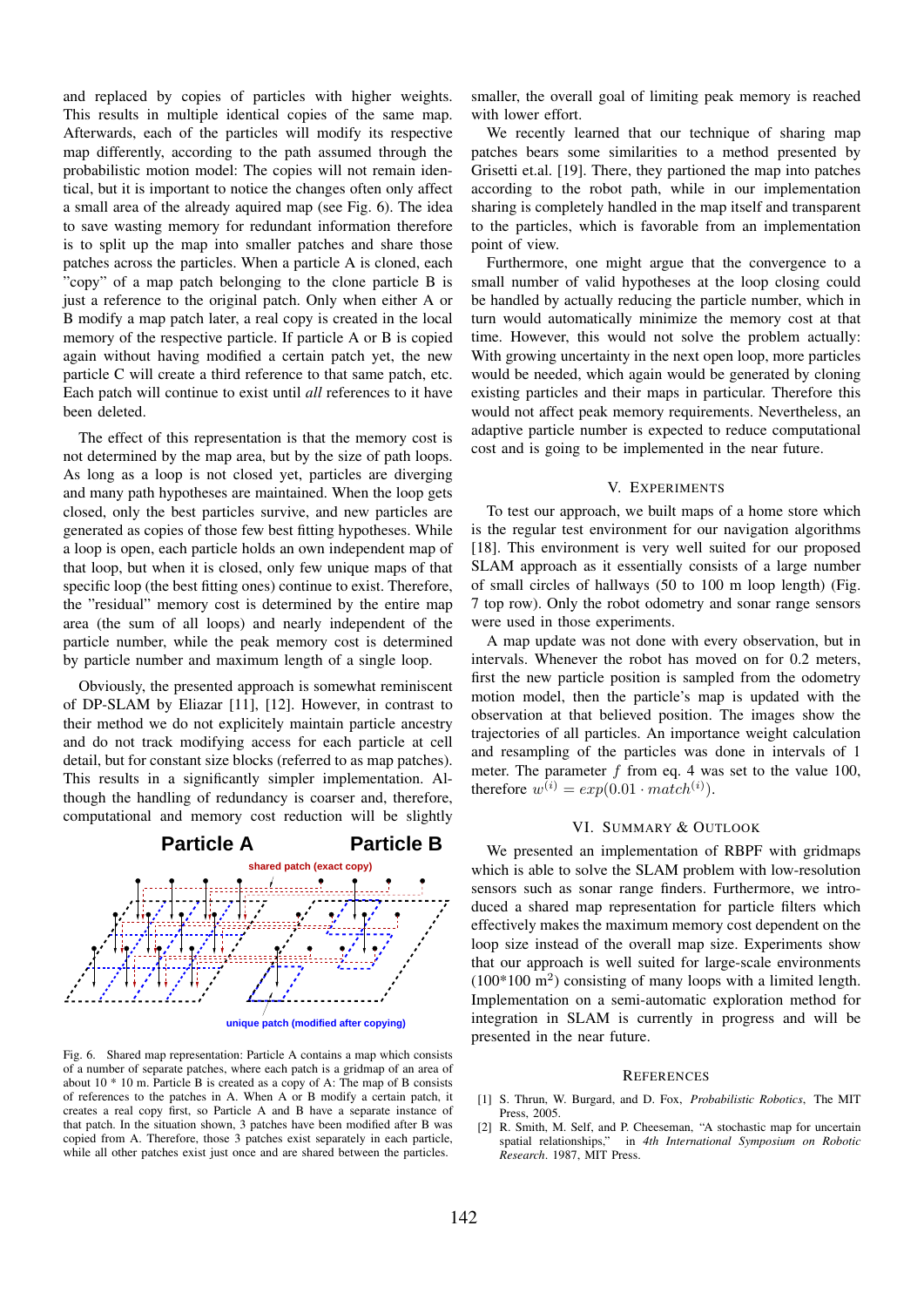and replaced by copies of particles with higher weights. This results in multiple identical copies of the same map. Afterwards, each of the particles will modify its respective map differently, according to the path assumed through the probabilistic motion model: The copies will not remain identical, but it is important to notice the changes often only affect a small area of the already aquired map (see Fig. 6). The idea to save wasting memory for redundant information therefore is to split up the map into smaller patches and share those patches across the particles. When a particle A is cloned, each "copy" of a map patch belonging to the clone particle B is just a reference to the original patch. Only when either A or B modify a map patch later, a real copy is created in the local memory of the respective particle. If particle A or B is copied again without having modified a certain patch yet, the new particle C will create a third reference to that same patch, etc. Each patch will continue to exist until *all* references to it have been deleted.

The effect of this representation is that the memory cost is not determined by the map area, but by the size of path loops. As long as a loop is not closed yet, particles are diverging and many path hypotheses are maintained. When the loop gets closed, only the best particles survive, and new particles are generated as copies of those few best fitting hypotheses. While a loop is open, each particle holds an own independent map of that loop, but when it is closed, only few unique maps of that specific loop (the best fitting ones) continue to exist. Therefore, the "residual" memory cost is determined by the entire map area (the sum of all loops) and nearly independent of the particle number, while the peak memory cost is determined by particle number and maximum length of a single loop.

Obviously, the presented approach is somewhat reminiscent of DP-SLAM by Eliazar [11], [12]. However, in contrast to their method we do not explicitely maintain particle ancestry and do not track modifying access for each particle at cell detail, but for constant size blocks (referred to as map patches). This results in a significantly simpler implementation. Although the handling of redundancy is coarser and, therefore, computational and memory cost reduction will be slightly smaller, the overall goal of limiting peak memory is reached with lower effort.

Fig. 6. Shared map representation: Particle A contains a map which consists of a number of separate patches, where each patch is a gridmap of an area of about 10 * 10 m. Particle B is created as a copy of A: The map of B consists of references to the patches in A. When A or B modify a certain patch, it creates a real copy first, so Particle A and B have a separate instance of that patch. In the situation shown, 3 patches have been modified after B was copied from A. Therefore, those 3 patches exist separately in each particle, while all other patches exist just once and are shared between the particles.

We recently learned that our technique of sharing map patches bears some similarities to a method presented by Grisetti et.al. [19]. There, they partioned the map into patches according to the robot path, while in our implementation sharing is completely handled in the map itself and transparent to the particles, which is favorable from an implementation point of view.

Furthermore, one might argue that the convergence to a small number of valid hypotheses at the loop closing could be handled by actually reducing the particle number, which in turn would automatically minimize the memory cost at that time. However, this would not solve the problem actually: With growing uncertainty in the next open loop, more particles would be needed, which again would be generated by cloning existing particles and their maps in particular. Therefore this would not affect peak memory requirements. Nevertheless, an adaptive particle number is expected to reduce computational cost and is going to be implemented in the near future.

## V. Experiments

To test our approach, we built maps of a home store which is the regular test environment for our navigation algorithms [18]. This environment is very well suited for our proposed SLAM approach as it essentially consists of a large number of small circles of hallways (50 to 100 m loop length) (Fig. 7 top row). Only the robot odometry and sonar range sensors were used in those experiments.

A map update was not done with every observation, but in intervals. Whenever the robot has moved on for 0.2 meters, first the new particle position is sampled from the odometry motion model, then the particle's map is updated with the observation at that believed position. The images show the trajectories of all particles. An importance weight calculation and resampling of the particles was done in intervals of 1 meter. The parameter $f$ from eq. 4 was set to the value 100, therefore $w^{(i)} = exp(0.01 \cdot match^{(i)})$.

## VI. Summary & Outlook

We presented an implementation of RBPF with gridmaps which is able to solve the SLAM problem with low-resolution sensors such as sonar range finders. Furthermore, we introduced a shared map representation for particle filters which effectively makes the maximum memory cost dependent on the loop size instead of the overall map size. Experiments show that our approach is well suited for large-scale environments (100*100 m$^2$) consisting of many loops with a limited length. Implementation on a semi-automatic exploration method for integration in SLAM is currently in progress and will be presented in the near future.

## References

[1] S. Thrun, W. Burgard, and D. Fox, *Probabilistic Robotics*, The MIT Press, 2005.

[2] R. Smith, M. Self, and P. Cheeseman, "A stochastic map for uncertain spatial relationships," in *4th International Symposium on Robotic Research*. 1987, MIT Press.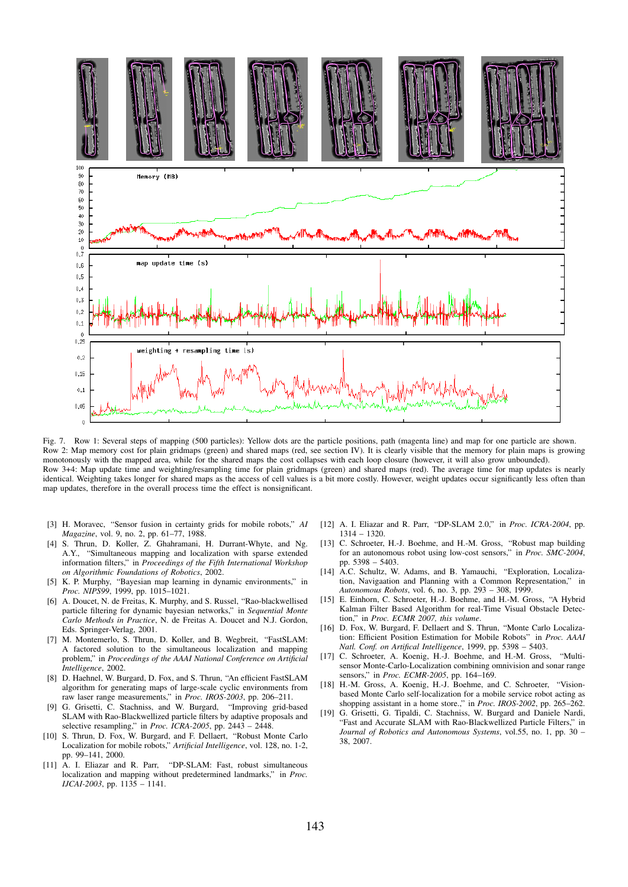Memory (MB)

map update time (s)

weighting + resampling time (s)

Fig. 7. Row 1: Several steps of mapping (500 particles): Yellow dots are the particle positions, path (magenta line) and map for one particle are shown. Row 2: Map memory cost for plain gridmaps (green) and shared maps (red, see section IV). It is clearly visible that the memory for plain maps is growing monotonously with the mapped area, while for the shared maps the cost collapses with each loop closure (however, it will also grow unbounded).
Row 3+4: Map update time and weighting/resampling time for plain gridmaps (green) and shared maps (red). The average time for map updates is nearly identical. Weighting takes longer for shared maps as the access of cell values is a bit more costly. However, weight updates occur significantly less often than map updates, therefore in the overall process time the effect is nonsignificant.

[3] H. Moravec, "Sensor fusion in certainty grids for mobile robots," *AI Magazine*, vol. 9, no. 2, pp. 61–77, 1988.

[4] S. Thrun, D. Koller, Z. Ghahramani, H. Durrant-Whyte, and Ng. A.Y., "Simultaneous mapping and localization with sparse extended information filters," in *Proceedings of the Fifth International Workshop on Algorithmic Foundations of Robotics*, 2002.

[5] K. P. Murphy, "Bayesian map learning in dynamic environments," in *Proc. NIPS99*, 1999, pp. 1015–1021.

[6] A. Doucet, N. de Freitas, K. Murphy, and S. Russel, "Rao-blackwellised particle filtering for dynamic bayesian networks," in *Sequential Monte Carlo Methods in Practice*, N. de Freitas A. Doucet and N.J. Gordon, Eds. Springer-Verlag, 2001.

[7] M. Montemerlo, S. Thrun, D. Koller, and B. Wegbreit, "FastSLAM: A factored solution to the simultaneous localization and mapping problem," in *Proceedings of the AAAI National Conference on Artificial Intelligence*, 2002.

[8] D. Haehnel, W. Burgard, D. Fox, and S. Thrun, "An efficient FastSLAM algorithm for generating maps of large-scale cyclic environments from raw laser range measurements," in *Proc. IROS-2003*, pp. 206–211.

[9] G. Grisetti, C. Stachniss, and W. Burgard, "Improving grid-based SLAM with Rao-Blackwellized particle filters by adaptive proposals and selective resampling," in *Proc. ICRA-2005*, pp. 2443 – 2448.

[10] S. Thrun, D. Fox, W. Burgard, and F. Dellaert, "Robust Monte Carlo Localization for mobile robots," *Artificial Intelligence*, vol. 128, no. 1-2, pp. 99–141, 2000.

[11] A. I. Eliazar and R. Parr, "DP-SLAM: Fast, robust simultaneous localization and mapping without predetermined landmarks," in *Proc. IJCAI-2003*, pp. 1135 – 1141.

[12] A. I. Eliazar and R. Parr, "DP-SLAM 2.0," in *Proc. ICRA-2004*, pp. 1314 – 1320.

[13] C. Schroeter, H.-J. Boehme, and H.-M. Gross, "Robust map building for an autonomous robot using low-cost sensors," in *Proc. SMC-2004*, pp. 5398 – 5403.

[14] A.C. Schultz, W. Adams, and B. Yamauchi, "Exploration, Localization, Navigaation and Planning with a Common Representation," in *Autonomous Robots*, vol. 6, no. 3, pp. 293 – 308, 1999.

[15] E. Einhorn, C. Schroeter, H.-J. Boehme, and H.-M. Gross, "A Hybrid Kalman Filter Based Algorithm for real-Time Visual Obstacle Detection," in *Proc. ECMR 2007, this volume*.

[16] D. Fox, W. Burgard, F. Dellaert and S. Thrun, "Monte Carlo Localization: Efficient Position Estimation for Mobile Robots" in *Proc. AAAI Natl. Conf. on Artifical Intelligence*, 1999, pp. 5398 – 5403.

[17] C. Schroeter, A. Koenig, H.-J. Boehme, and H.-M. Gross, "Multi-sensor Monte-Carlo-Localization combining omnivision and sonar range sensors," in *Proc. ECMR-2005*, pp. 164–169.

[18] H.-M. Gross, A. Koenig, H.-J. Boehme, and C. Schroeter, "Vision-based Monte Carlo self-localization for a mobile service robot acting as shopping assistant in a home store.," in *Proc. IROS-2002*, pp. 265–262.

[19] G. Grisetti, G. Tipaldi, C. Stachniss, W. Burgard and Daniele Nardi, "Fast and Accurate SLAM with Rao-Blackwellized Particle Filters," in *Journal of Robotics and Autonomous Systems*, vol.55, no. 1, pp. 30 – 38, 2007.